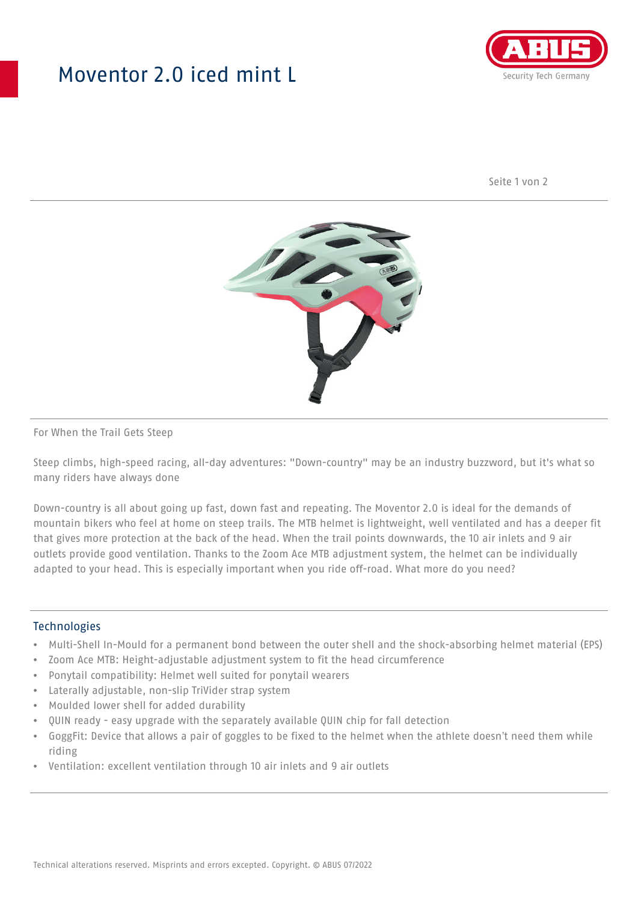# Moventor 2.0 iced mint L

For When the Trail Gets Steep

Steep climbs, high-speed racing, all-day adventures: "Down-country" may be an industry buzzword, but it's what so many riders have always done

Down-country is all about going up fast, down fast and repeating. The Moventor 2.0 is ideal for the demands of mountain bikers who feel at home on steep trails. The MTB helmet is lightweight, well ventilated and has a deeper fit that gives more protection at the back of the head. When the trail points downwards, the 10 air inlets and 9 air outlets provide good ventilation. Thanks to the Zoom Ace MTB adjustment system, the helmet can be individually adapted to your head. This is especially important when you ride off-road. What more do you need?

## Technologies

- Multi-Shell In-Mould for a permanent bond between the outer shell and the shock-absorbing helmet material (EPS)
- Zoom Ace MTB: Height-adjustable adjustment system to fit the head circumference
- Ponytail compatibility: Helmet well suited for ponytail wearers
- Laterally adjustable, non-slip TriVider strap system
- Moulded lower shell for added durability
- QUIN ready - easy upgrade with the separately available QUIN chip for fall detection
- GoggFit: Device that allows a pair of goggles to be fixed to the helmet when the athlete doesn't need them while riding
- Ventilation: excellent ventilation through 10 air inlets and 9 air outlets

Technical alterations reserved. Misprints and errors excepted. Copyright. © ABUS 07/2022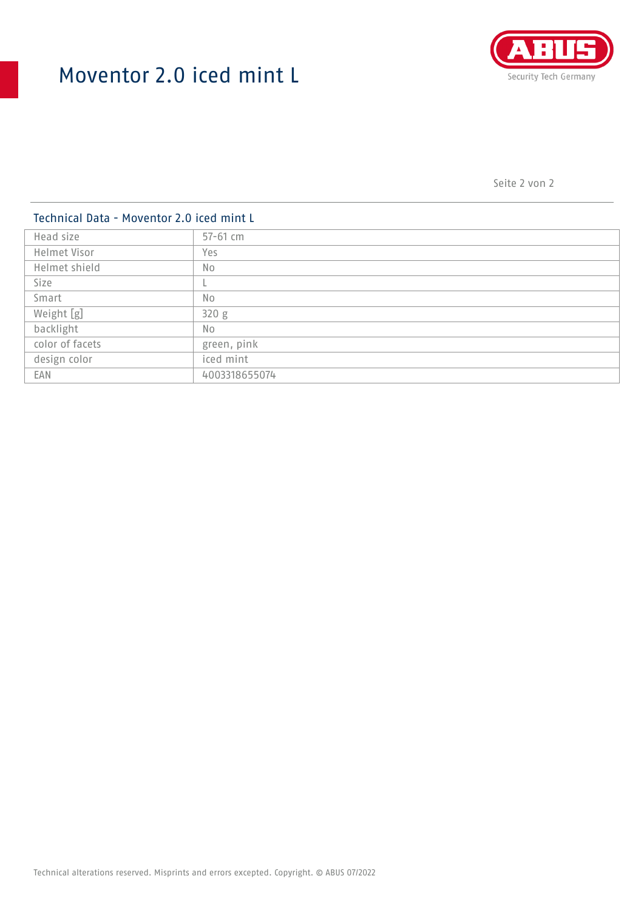# Moventor 2.0 iced mint L

## Technical Data - Moventor 2.0 iced mint L

| | |
|---|---|
| Head size | 57-61 cm |
| Helmet Visor | Yes |
| Helmet shield | No |
| Size | L |
| Smart | No |
| Weight [g] | 320 g |
| backlight | No |
| color of facets | green, pink |
| design color | iced mint |
| EAN | 4003318655074 |

Technical alterations reserved. Misprints and errors excepted. Copyright. © ABUS 07/2022